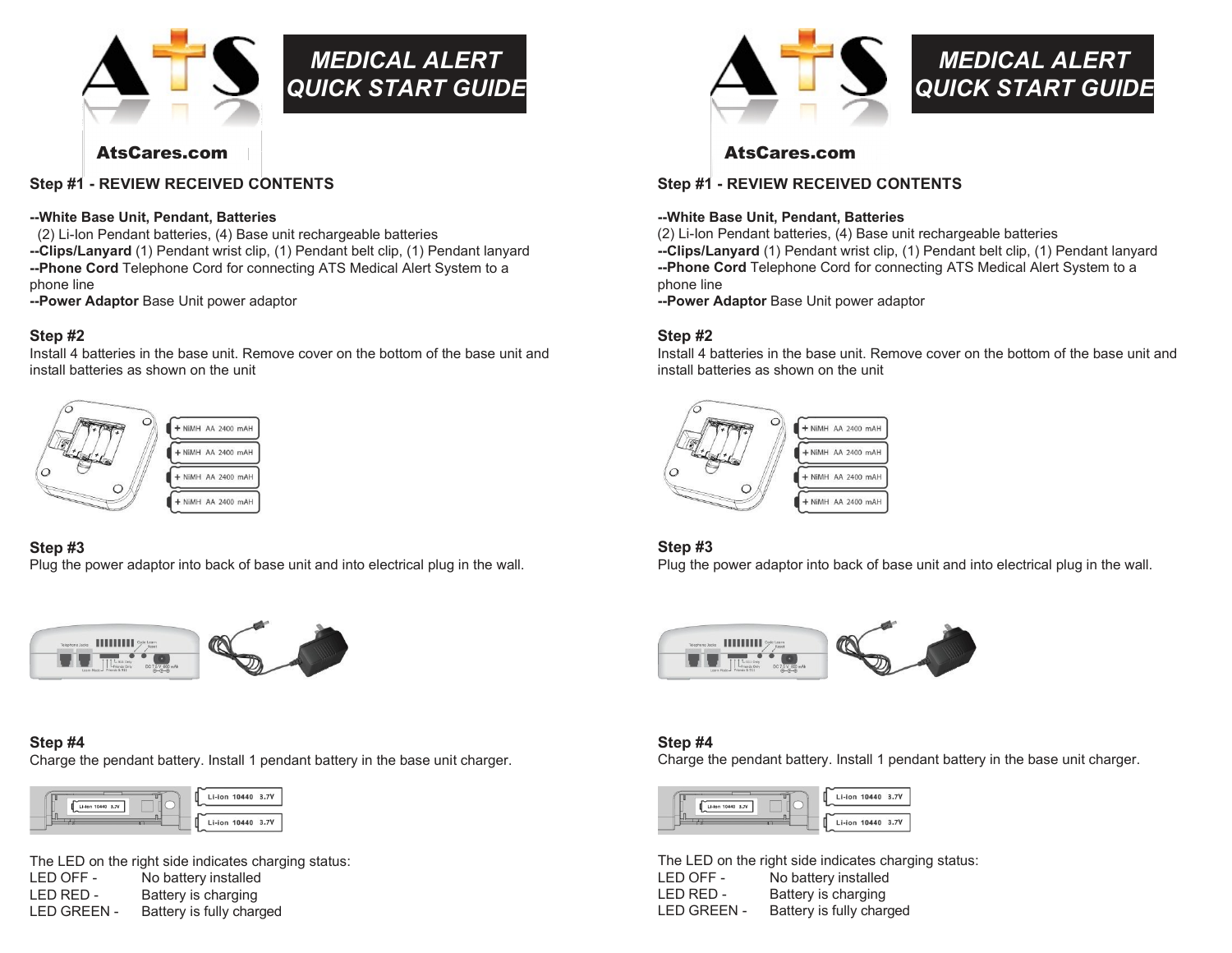# MEDICAL ALERT QUICK START GUIDE

AtsCares.com

## Step #1 - REVIEW RECEIVED CONTENTS

**--White Base Unit, Pendant, Batteries**
(2) Li-Ion Pendant batteries, (4) Base unit rechargeable batteries
**--Clips/Lanyard** (1) Pendant wrist clip, (1) Pendant belt clip, (1) Pendant lanyard
**--Phone Cord** Telephone Cord for connecting ATS Medical Alert System to a phone line
**--Power Adaptor** Base Unit power adaptor

## Step #2

Install 4 batteries in the base unit. Remove cover on the bottom of the base unit and install batteries as shown on the unit

+ NiMH AA 2400 mAH
+ NiMH AA 2400 mAH
+ NiMH AA 2400 mAH
+ NiMH AA 2400 mAH

## Step #3

Plug the power adaptor into back of base unit and into electrical plug in the wall.

## Step #4

Charge the pendant battery. Install 1 pendant battery in the base unit charger.

Li-ion 10440 3.7V
Li-ion 10440 3.7V

The LED on the right side indicates charging status:

| | |
|---|---|
| LED OFF - | No battery installed |
| LED RED - | Battery is charging |
| LED GREEN - | Battery is fully charged |

# MEDICAL ALERT QUICK START GUIDE

AtsCares.com

## Step #1 - REVIEW RECEIVED CONTENTS

**--White Base Unit, Pendant, Batteries**
(2) Li-Ion Pendant batteries, (4) Base unit rechargeable batteries
**--Clips/Lanyard** (1) Pendant wrist clip, (1) Pendant belt clip, (1) Pendant lanyard
**--Phone Cord** Telephone Cord for connecting ATS Medical Alert System to a phone line
**--Power Adaptor** Base Unit power adaptor

## Step #2

Install 4 batteries in the base unit. Remove cover on the bottom of the base unit and install batteries as shown on the unit

+ NiMH AA 2400 mAH
+ NiMH AA 2400 mAH
+ NiMH AA 2400 mAH
+ NiMH AA 2400 mAH

## Step #3

Plug the power adaptor into back of base unit and into electrical plug in the wall.

## Step #4

Charge the pendant battery. Install 1 pendant battery in the base unit charger.

Li-ion 10440 3.7V
Li-ion 10440 3.7V

The LED on the right side indicates charging status:

| | |
|---|---|
| LED OFF - | No battery installed |
| LED RED - | Battery is charging |
| LED GREEN - | Battery is fully charged |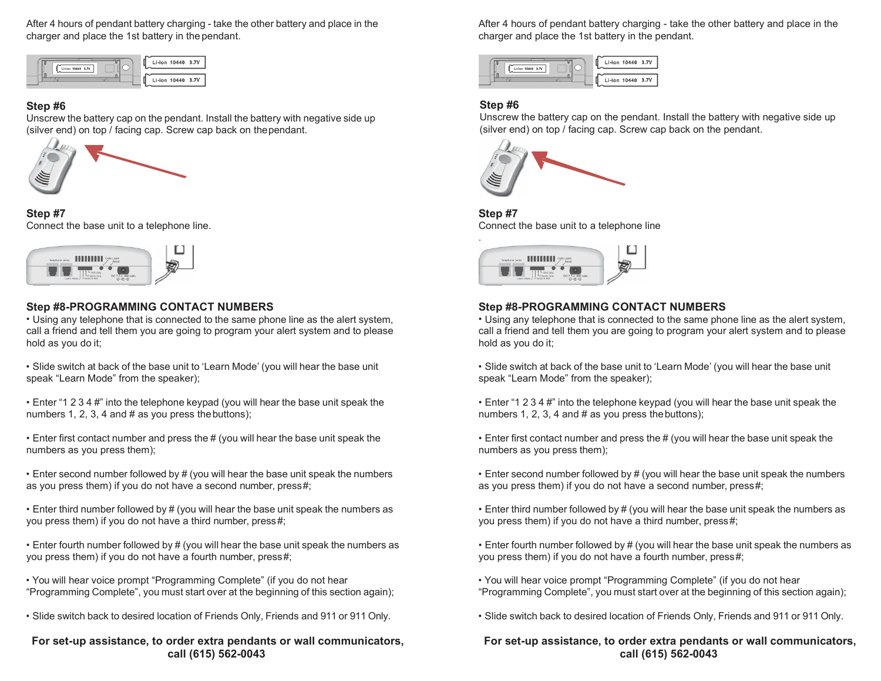After 4 hours of pendant battery charging - take the other battery and place in the charger and place the 1st battery in the pendant.

**Step #6**
Unscrew the battery cap on the pendant. Install the battery with negative side up (silver end) on top / facing cap. Screw cap back on the pendant.

**Step #7**
Connect the base unit to a telephone line.

**Step #8-PROGRAMMING CONTACT NUMBERS**

- Using any telephone that is connected to the same phone line as the alert system, call a friend and tell them you are going to program your alert system and to please hold as you do it;
- Slide switch at back of the base unit to 'Learn Mode' (you will hear the base unit speak "Learn Mode" from the speaker);
- Enter "1 2 3 4 #" into the telephone keypad (you will hear the base unit speak the numbers 1, 2, 3, 4 and # as you press the buttons);
- Enter first contact number and press the # (you will hear the base unit speak the numbers as you press them);
- Enter second number followed by # (you will hear the base unit speak the numbers as you press them) if you do not have a second number, press #;
- Enter third number followed by # (you will hear the base unit speak the numbers as you press them) if you do not have a third number, press #;
- Enter fourth number followed by # (you will hear the base unit speak the numbers as you press them) if you do not have a fourth number, press #;
- You will hear voice prompt "Programming Complete" (if you do not hear "Programming Complete", you must start over at the beginning of this section again);
- Slide switch back to desired location of Friends Only, Friends and 911 or 911 Only.

**For set-up assistance, to order extra pendants or wall communicators, call (615) 562-0043**

After 4 hours of pendant battery charging - take the other battery and place in the charger and place the 1st battery in the pendant.

**Step #6**
Unscrew the battery cap on the pendant. Install the battery with negative side up (silver end) on top / facing cap. Screw cap back on the pendant.

**Step #7**
Connect the base unit to a telephone line

.

**Step #8-PROGRAMMING CONTACT NUMBERS**

- Using any telephone that is connected to the same phone line as the alert system, call a friend and tell them you are going to program your alert system and to please hold as you do it;
- Slide switch at back of the base unit to 'Learn Mode' (you will hear the base unit speak "Learn Mode" from the speaker);
- Enter "1 2 3 4 #" into the telephone keypad (you will hear the base unit speak the numbers 1, 2, 3, 4 and # as you press the buttons);
- Enter first contact number and press the # (you will hear the base unit speak the numbers as you press them);
- Enter second number followed by # (you will hear the base unit speak the numbers as you press them) if you do not have a second number, press #;
- Enter third number followed by # (you will hear the base unit speak the numbers as you press them) if you do not have a third number, press #;
- Enter fourth number followed by # (you will hear the base unit speak the numbers as you press them) if you do not have a fourth number, press #;
- You will hear voice prompt "Programming Complete" (if you do not hear "Programming Complete", you must start over at the beginning of this section again);
- Slide switch back to desired location of Friends Only, Friends and 911 or 911 Only.

**For set-up assistance, to order extra pendants or wall communicators, call (615) 562-0043**